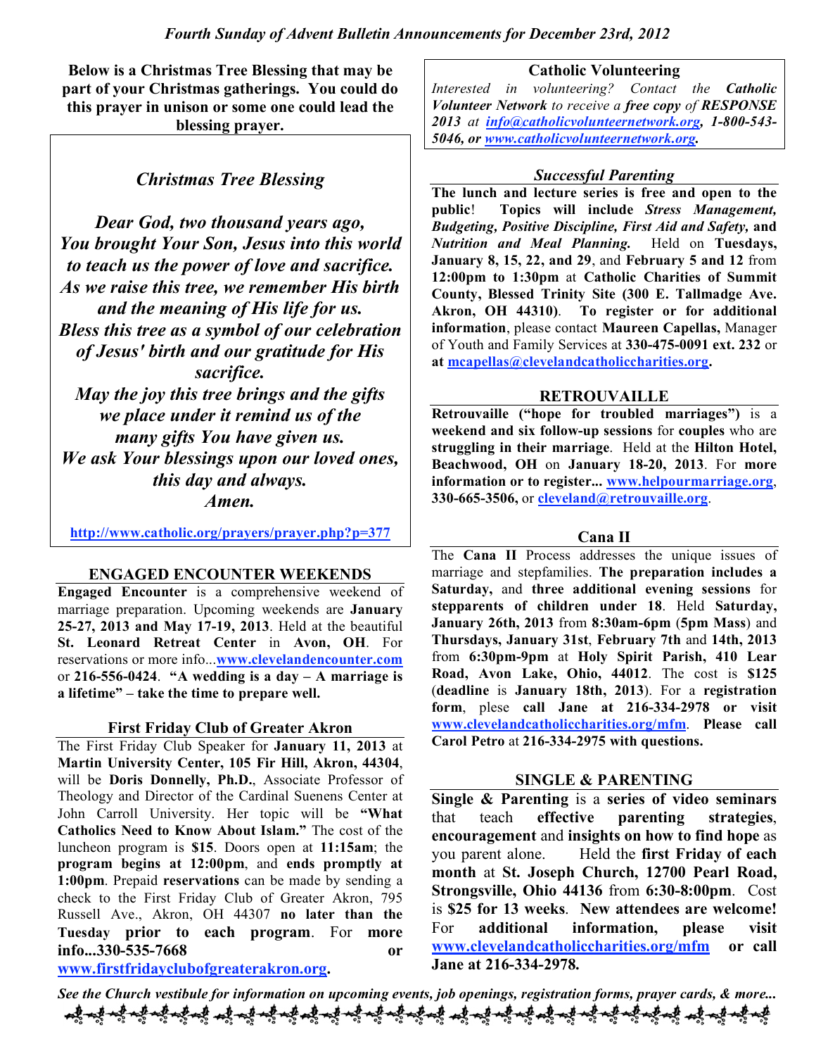*Fourth Sunday of Advent Bulletin Announcements for December 23rd, 2012*

**Below is a Christmas Tree Blessing that may be part of your Christmas gatherings. You could do this prayer in unison or some one could lead the blessing prayer.**

### *Christmas Tree Blessing*

*Dear God, two thousand years ago,*
*You brought Your Son, Jesus into this world*
*to teach us the power of love and sacrifice.*
*As we raise this tree, we remember His birth*
*and the meaning of His life for us.*
*Bless this tree as a symbol of our celebration*
*of Jesus' birth and our gratitude for His sacrifice.*
*May the joy this tree brings and the gifts*
*we place under it remind us of the*
*many gifts You have given us.*
*We ask Your blessings upon our loved ones,*
*this day and always.*
*Amen.*

**http://www.catholic.org/prayers/prayer.php?p=377**

### ENGAGED ENCOUNTER WEEKENDS

**Engaged Encounter** is a comprehensive weekend of marriage preparation. Upcoming weekends are **January 25-27, 2013 and May 17-19, 2013**. Held at the beautiful **St. Leonard Retreat Center** in **Avon, OH**. For reservations or more info...**www.clevelandencounter.com** or **216-556-0424**. **"A wedding is a day – A marriage is a lifetime" – take the time to prepare well.**

### First Friday Club of Greater Akron

The First Friday Club Speaker for **January 11, 2013** at **Martin University Center, 105 Fir Hill, Akron, 44304**, will be **Doris Donnelly, Ph.D.**, Associate Professor of Theology and Director of the Cardinal Suenens Center at John Carroll University. Her topic will be **"What Catholics Need to Know About Islam."** The cost of the luncheon program is **$15**. Doors open at **11:15am**; the **program begins at 12:00pm**, and **ends promptly at 1:00pm**. Prepaid **reservations** can be made by sending a check to the First Friday Club of Greater Akron, 795 Russell Ave., Akron, OH 44307 **no later than the Tuesday prior to each program**. For **more info...330-535-7668** or **www.firstfridayclubofgreaterakron.org**.

### Catholic Volunteering

*Interested in volunteering? Contact the **Catholic Volunteer Network** to receive a **free copy** of **RESPONSE 2013** at **info@catholicvolunteernetwork.org**, **1-800-543-5046**, or **www.catholicvolunteernetwork.org**.*

### *Successful Parenting*

**The lunch and lecture series is free and open to the public**! **Topics will include *Stress Management, Budgeting, Positive Discipline, First Aid and Safety,* and *Nutrition and Meal Planning.*** Held on **Tuesdays, January 8, 15, 22, and 29**, and **February 5 and 12** from **12:00pm to 1:30pm** at **Catholic Charities of Summit County, Blessed Trinity Site (300 E. Tallmadge Ave. Akron, OH 44310)**. **To register or for additional information**, please contact **Maureen Capellas,** Manager of Youth and Family Services at **330-475-0091 ext. 232** or **at mcapellas@clevelandcatholiccharities.org.**

### RETROUVAILLE

**Retrouvaille ("hope for troubled marriages")** is a **weekend and six follow-up sessions** for **couples** who are **struggling in their marriage**. Held at the **Hilton Hotel, Beachwood, OH** on **January 18-20, 2013**. For **more information or to register... www.helpourmarriage.org**, **330-665-3506,** or **cleveland@retrouvaille.org**.

### Cana II

The **Cana II** Process addresses the unique issues of marriage and stepfamilies. **The preparation includes a Saturday,** and **three additional evening sessions** for **stepparents of children under 18**. Held **Saturday, January 26th, 2013** from **8:30am-6pm** (**5pm Mass**) and **Thursdays, January 31st**, **February 7th** and **14th, 2013** from **6:30pm-9pm** at **Holy Spirit Parish, 410 Lear Road, Avon Lake, Ohio, 44012**. The cost is **$125** (**deadline** is **January 18th, 2013**). For a **registration form**, plese **call Jane at 216-334-2978 or visit www.clevelandcatholiccharities.org/mfm**. **Please call Carol Petro** at **216-334-2975 with questions.**

### SINGLE & PARENTING

**Single & Parenting** is a **series of video seminars** that teach **effective parenting strategies**, **encouragement** and **insights on how to find hope** as you parent alone. Held the **first Friday of each month** at **St. Joseph Church, 12700 Pearl Road, Strongsville, Ohio 44136** from **6:30-8:00pm**. Cost is **$25 for 13 weeks**. **New attendees are welcome!** For **additional information, please visit www.clevelandcatholiccharities.org/mfm** or **call Jane at 216-334-2978.**

***See the Church vestibule for information on upcoming events, job openings, registration forms, prayer cards, & more...***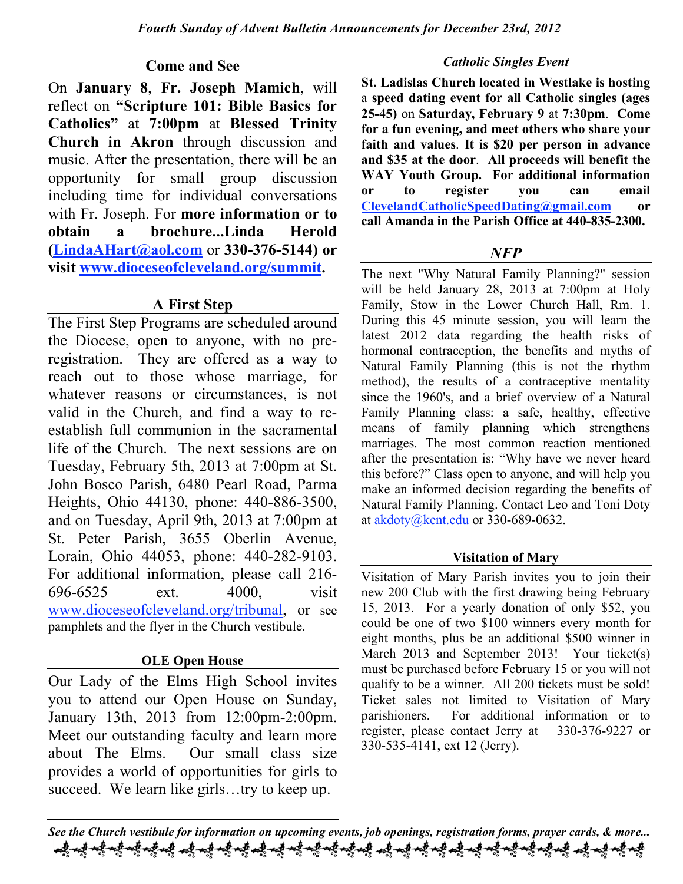*Fourth Sunday of Advent Bulletin Announcements for December 23rd, 2012*

## Come and See

On **January 8**, **Fr. Joseph Mamich**, will reflect on **"Scripture 101: Bible Basics for Catholics"** at **7:00pm** at **Blessed Trinity Church in Akron** through discussion and music. After the presentation, there will be an opportunity for small group discussion including time for individual conversations with Fr. Joseph. For **more information or to obtain a brochure...Linda Herold (LindaAHart@aol.com** or **330-376-5144) or visit www.dioceseofcleveland.org/summit.**

## A First Step

The First Step Programs are scheduled around the Diocese, open to anyone, with no pre-registration. They are offered as a way to reach out to those whose marriage, for whatever reasons or circumstances, is not valid in the Church, and find a way to re-establish full communion in the sacramental life of the Church. The next sessions are on Tuesday, February 5th, 2013 at 7:00pm at St. John Bosco Parish, 6480 Pearl Road, Parma Heights, Ohio 44130, phone: 440-886-3500, and on Tuesday, April 9th, 2013 at 7:00pm at St. Peter Parish, 3655 Oberlin Avenue, Lorain, Ohio 44053, phone: 440-282-9103. For additional information, please call 216-696-6525 ext. 4000, visit www.dioceseofcleveland.org/tribunal, or see pamphlets and the flyer in the Church vestibule.

## OLE Open House

Our Lady of the Elms High School invites you to attend our Open House on Sunday, January 13th, 2013 from 12:00pm-2:00pm. Meet our outstanding faculty and learn more about The Elms. Our small class size provides a world of opportunities for girls to succeed. We learn like girls…try to keep up.

## *Catholic Singles Event*

**St. Ladislas Church located in Westlake is hosting** a **speed dating event for all Catholic singles (ages 25-45)** on **Saturday, February 9** at **7:30pm**. **Come for a fun evening, and meet others who share your faith and values**. **It is $20 per person in advance and $35 at the door**. **All proceeds will benefit the WAY Youth Group. For additional information or to register you can email ClevelandCatholicSpeedDating@gmail.com or call Amanda in the Parish Office at 440-835-2300.**

## *NFP*

The next "Why Natural Family Planning?" session will be held January 28, 2013 at 7:00pm at Holy Family, Stow in the Lower Church Hall, Rm. 1. During this 45 minute session, you will learn the latest 2012 data regarding the health risks of hormonal contraception, the benefits and myths of Natural Family Planning (this is not the rhythm method), the results of a contraceptive mentality since the 1960's, and a brief overview of a Natural Family Planning class: a safe, healthy, effective means of family planning which strengthens marriages. The most common reaction mentioned after the presentation is: "Why have we never heard this before?" Class open to anyone, and will help you make an informed decision regarding the benefits of Natural Family Planning. Contact Leo and Toni Doty at akdoty@kent.edu or 330-689-0632.

## Visitation of Mary

Visitation of Mary Parish invites you to join their new 200 Club with the first drawing being February 15, 2013. For a yearly donation of only $52, you could be one of two $100 winners every month for eight months, plus be an additional $500 winner in March 2013 and September 2013! Your ticket(s) must be purchased before February 15 or you will not qualify to be a winner. All 200 tickets must be sold! Ticket sales not limited to Visitation of Mary parishioners. For additional information or to register, please contact Jerry at 330-376-9227 or 330-535-4141, ext 12 (Jerry).

***See the Church vestibule for information on upcoming events, job openings, registration forms, prayer cards, & more...***